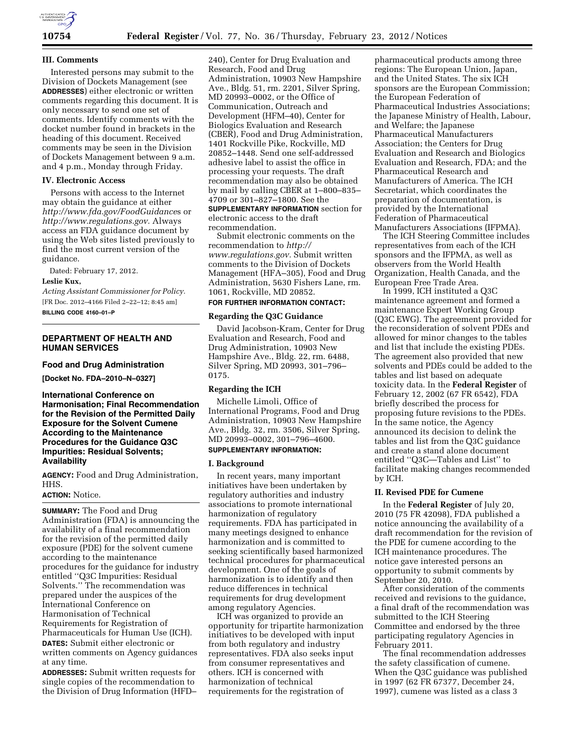## III. Comments

Interested persons may submit to the Division of Dockets Management (see **ADDRESSES**) either electronic or written comments regarding this document. It is only necessary to send one set of comments. Identify comments with the docket number found in brackets in the heading of this document. Received comments may be seen in the Division of Dockets Management between 9 a.m. and 4 p.m., Monday through Friday.

## IV. Electronic Access

Persons with access to the Internet may obtain the guidance at either *http://www.fda.gov/FoodGuidances* or *http://www.regulations.gov.* Always access an FDA guidance document by using the Web sites listed previously to find the most current version of the guidance.

Dated: February 17, 2012.

**Leslie Kux,**

*Acting Assistant Commissioner for Policy.*

[FR Doc. 2012–4166 Filed 2–22–12; 8:45 am]

**BILLING CODE 4160–01–P**

---

# DEPARTMENT OF HEALTH AND HUMAN SERVICES

## Food and Drug Administration

**[Docket No. FDA–2010–N–0327]**

## International Conference on Harmonisation; Final Recommendation for the Revision of the Permitted Daily Exposure for the Solvent Cumene According to the Maintenance Procedures for the Guidance Q3C Impurities: Residual Solvents; Availability

**AGENCY:** Food and Drug Administration, HHS.

**ACTION:** Notice.

**SUMMARY:** The Food and Drug Administration (FDA) is announcing the availability of a final recommendation for the revision of the permitted daily exposure (PDE) for the solvent cumene according to the maintenance procedures for the guidance for industry entitled ''Q3C Impurities: Residual Solvents.'' The recommendation was prepared under the auspices of the International Conference on Harmonisation of Technical Requirements for Registration of Pharmaceuticals for Human Use (ICH).

**DATES:** Submit either electronic or written comments on Agency guidances at any time.

**ADDRESSES:** Submit written requests for single copies of the recommendation to the Division of Drug Information (HFD–240), Center for Drug Evaluation and Research, Food and Drug Administration, 10903 New Hampshire Ave., Bldg. 51, rm. 2201, Silver Spring, MD 20993–0002, or the Office of Communication, Outreach and Development (HFM–40), Center for Biologics Evaluation and Research (CBER), Food and Drug Administration, 1401 Rockville Pike, Rockville, MD 20852–1448. Send one self-addressed adhesive label to assist the office in processing your requests. The draft recommendation may also be obtained by mail by calling CBER at 1–800–835–4709 or 301–827–1800. See the **SUPPLEMENTARY INFORMATION** section for electronic access to the draft recommendation.

Submit electronic comments on the recommendation to *http://www.regulations.gov.* Submit written comments to the Division of Dockets Management (HFA–305), Food and Drug Administration, 5630 Fishers Lane, rm. 1061, Rockville, MD 20852.

**FOR FURTHER INFORMATION CONTACT:**

### Regarding the Q3C Guidance

David Jacobson-Kram, Center for Drug Evaluation and Research, Food and Drug Administration, 10903 New Hampshire Ave., Bldg. 22, rm. 6488, Silver Spring, MD 20993, 301–796–0175.

### Regarding the ICH

Michelle Limoli, Office of International Programs, Food and Drug Administration, 10903 New Hampshire Ave., Bldg. 32, rm. 3506, Silver Spring, MD 20993–0002, 301–796–4600.

**SUPPLEMENTARY INFORMATION:**

## I. Background

In recent years, many important initiatives have been undertaken by regulatory authorities and industry associations to promote international harmonization of regulatory requirements. FDA has participated in many meetings designed to enhance harmonization and is committed to seeking scientifically based harmonized technical procedures for pharmaceutical development. One of the goals of harmonization is to identify and then reduce differences in technical requirements for drug development among regulatory Agencies.

ICH was organized to provide an opportunity for tripartite harmonization initiatives to be developed with input from both regulatory and industry representatives. FDA also seeks input from consumer representatives and others. ICH is concerned with harmonization of technical requirements for the registration of pharmaceutical products among three regions: The European Union, Japan, and the United States. The six ICH sponsors are the European Commission; the European Federation of Pharmaceutical Industries Associations; the Japanese Ministry of Health, Labour, and Welfare; the Japanese Pharmaceutical Manufacturers Association; the Centers for Drug Evaluation and Research and Biologics Evaluation and Research, FDA; and the Pharmaceutical Research and Manufacturers of America. The ICH Secretariat, which coordinates the preparation of documentation, is provided by the International Federation of Pharmaceutical Manufacturers Associations (IFPMA).

The ICH Steering Committee includes representatives from each of the ICH sponsors and the IFPMA, as well as observers from the World Health Organization, Health Canada, and the European Free Trade Area.

In 1999, ICH instituted a Q3C maintenance agreement and formed a maintenance Expert Working Group (Q3C EWG). The agreement provided for the reconsideration of solvent PDEs and allowed for minor changes to the tables and list that include the existing PDEs. The agreement also provided that new solvents and PDEs could be added to the tables and list based on adequate toxicity data. In the **Federal Register** of February 12, 2002 (67 FR 6542), FDA briefly described the process for proposing future revisions to the PDEs. In the same notice, the Agency announced its decision to delink the tables and list from the Q3C guidance and create a stand alone document entitled ''Q3C—Tables and List'' to facilitate making changes recommended by ICH.

## II. Revised PDE for Cumene

In the **Federal Register** of July 20, 2010 (75 FR 42098), FDA published a notice announcing the availability of a draft recommendation for the revision of the PDE for cumene according to the ICH maintenance procedures. The notice gave interested persons an opportunity to submit comments by September 20, 2010.

After consideration of the comments received and revisions to the guidance, a final draft of the recommendation was submitted to the ICH Steering Committee and endorsed by the three participating regulatory Agencies in February 2011.

The final recommendation addresses the safety classification of cumene. When the Q3C guidance was published in 1997 (62 FR 67377, December 24, 1997), cumene was listed as a class 3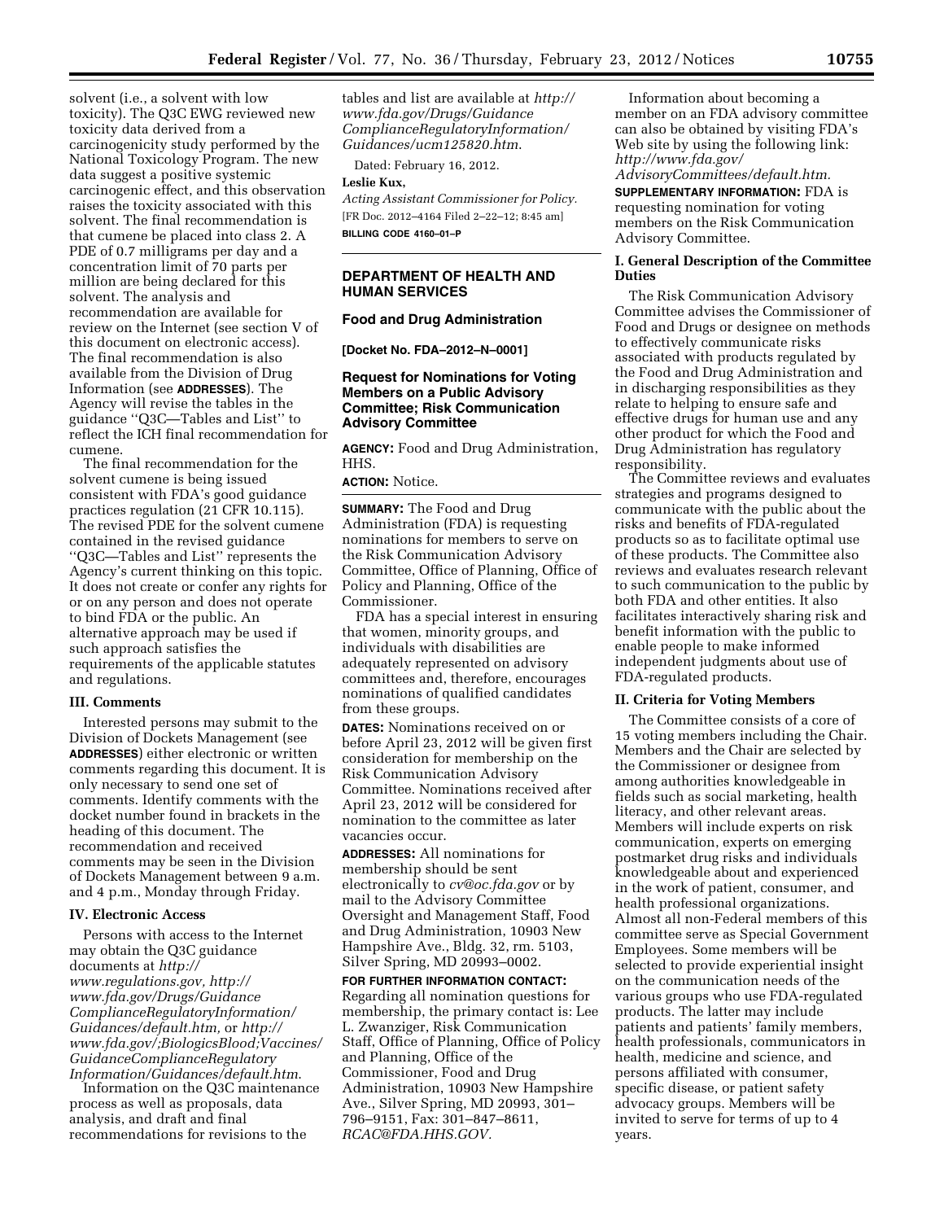solvent (i.e., a solvent with low toxicity). The Q3C EWG reviewed new toxicity data derived from a carcinogenicity study performed by the National Toxicology Program. The new data suggest a positive systemic carcinogenic effect, and this observation raises the toxicity associated with this solvent. The final recommendation is that cumene be placed into class 2. A PDE of 0.7 milligrams per day and a concentration limit of 70 parts per million are being declared for this solvent. The analysis and recommendation are available for review on the Internet (see section V of this document on electronic access). The final recommendation is also available from the Division of Drug Information (see **ADDRESSES**). The Agency will revise the tables in the guidance ''Q3C—Tables and List'' to reflect the ICH final recommendation for cumene.

The final recommendation for the solvent cumene is being issued consistent with FDA's good guidance practices regulation (21 CFR 10.115). The revised PDE for the solvent cumene contained in the revised guidance ''Q3C—Tables and List'' represents the Agency's current thinking on this topic. It does not create or confer any rights for or on any person and does not operate to bind FDA or the public. An alternative approach may be used if such approach satisfies the requirements of the applicable statutes and regulations.

### III. Comments

Interested persons may submit to the Division of Dockets Management (see **ADDRESSES**) either electronic or written comments regarding this document. It is only necessary to send one set of comments. Identify comments with the docket number found in brackets in the heading of this document. The recommendation and received comments may be seen in the Division of Dockets Management between 9 a.m. and 4 p.m., Monday through Friday.

### IV. Electronic Access

Persons with access to the Internet may obtain the Q3C guidance documents at *http://www.regulations.gov, http://www.fda.gov/Drugs/GuidanceComplianceRegulatoryInformation/Guidances/default.htm,* or *http://www.fda.gov/;BiologicsBlood;Vaccines/GuidanceComplianceRegulatoryInformation/Guidances/default.htm*.

Information on the Q3C maintenance process as well as proposals, data analysis, and draft and final recommendations for revisions to the tables and list are available at *http://www.fda.gov/Drugs/GuidanceComplianceRegulatoryInformation/Guidances/ucm125820.htm*.

Dated: February 16, 2012.

**Leslie Kux,**

*Acting Assistant Commissioner for Policy.*

[FR Doc. 2012–4164 Filed 2–22–12; 8:45 am]

**BILLING CODE 4160–01–P**

---

## DEPARTMENT OF HEALTH AND HUMAN SERVICES

## Food and Drug Administration

**[Docket No. FDA–2012–N–0001]**

## Request for Nominations for Voting Members on a Public Advisory Committee; Risk Communication Advisory Committee

**AGENCY:** Food and Drug Administration, HHS.

**ACTION:** Notice.

**SUMMARY:** The Food and Drug Administration (FDA) is requesting nominations for members to serve on the Risk Communication Advisory Committee, Office of Planning, Office of Policy and Planning, Office of the Commissioner.

FDA has a special interest in ensuring that women, minority groups, and individuals with disabilities are adequately represented on advisory committees and, therefore, encourages nominations of qualified candidates from these groups.

**DATES:** Nominations received on or before April 23, 2012 will be given first consideration for membership on the Risk Communication Advisory Committee. Nominations received after April 23, 2012 will be considered for nomination to the committee as later vacancies occur.

**ADDRESSES:** All nominations for membership should be sent electronically to *cv@oc.fda.gov* or by mail to the Advisory Committee Oversight and Management Staff, Food and Drug Administration, 10903 New Hampshire Ave., Bldg. 32, rm. 5103, Silver Spring, MD 20993–0002.

**FOR FURTHER INFORMATION CONTACT:** Regarding all nomination questions for membership, the primary contact is: Lee L. Zwanziger, Risk Communication Staff, Office of Planning, Office of Policy and Planning, Office of the Commissioner, Food and Drug Administration, 10903 New Hampshire Ave., Silver Spring, MD 20993, 301–796–9151, Fax: 301–847–8611, *RCAC@FDA.HHS.GOV*.

Information about becoming a member on an FDA advisory committee can also be obtained by visiting FDA's Web site by using the following link: *http://www.fda.gov/AdvisoryCommittees/default.htm.*

**SUPPLEMENTARY INFORMATION:** FDA is requesting nomination for voting members on the Risk Communication Advisory Committee.

### I. General Description of the Committee Duties

The Risk Communication Advisory Committee advises the Commissioner of Food and Drugs or designee on methods to effectively communicate risks associated with products regulated by the Food and Drug Administration and in discharging responsibilities as they relate to helping to ensure safe and effective drugs for human use and any other product for which the Food and Drug Administration has regulatory responsibility.

The Committee reviews and evaluates strategies and programs designed to communicate with the public about the risks and benefits of FDA-regulated products so as to facilitate optimal use of these products. The Committee also reviews and evaluates research relevant to such communication to the public by both FDA and other entities. It also facilitates interactively sharing risk and benefit information with the public to enable people to make informed independent judgments about use of FDA-regulated products.

### II. Criteria for Voting Members

The Committee consists of a core of 15 voting members including the Chair. Members and the Chair are selected by the Commissioner or designee from among authorities knowledgeable in fields such as social marketing, health literacy, and other relevant areas. Members will include experts on risk communication, experts on emerging postmarket drug risks and individuals knowledgeable about and experienced in the work of patient, consumer, and health professional organizations. Almost all non-Federal members of this committee serve as Special Government Employees. Some members will be selected to provide experiential insight on the communication needs of the various groups who use FDA-regulated products. The latter may include patients and patients' family members, health professionals, communicators in health, medicine and science, and persons affiliated with consumer, specific disease, or patient safety advocacy groups. Members will be invited to serve for terms of up to 4 years.